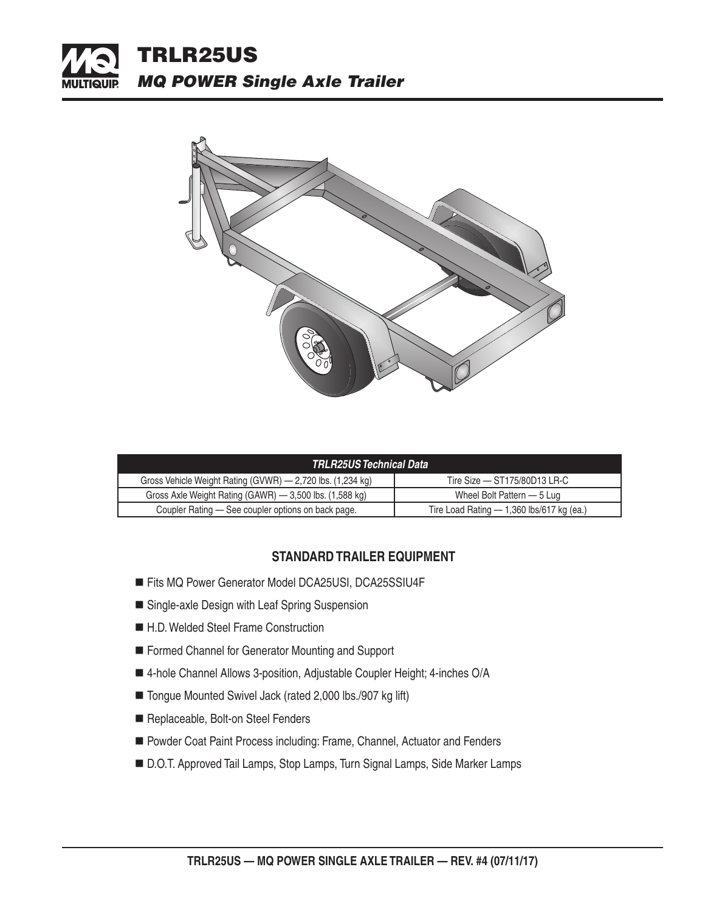# TRLR25US

## *MQ POWER Single Axle Trailer*

| *TRLR25US Technical Data* | |
|---|---|
| Gross Vehicle Weight Rating (GVWR) — 2,720 lbs. (1,234 kg) | Tire Size — ST175/80D13 LR-C |
| Gross Axle Weight Rating (GAWR) — 3,500 lbs. (1,588 kg) | Wheel Bolt Pattern — 5 Lug |
| Coupler Rating — See coupler options on back page. | Tire Load Rating — 1,360 lbs/617 kg (ea.) |

### STANDARD TRAILER EQUIPMENT

- Fits MQ Power Generator Model DCA25USI, DCA25SSIU4F
- Single-axle Design with Leaf Spring Suspension
- H.D. Welded Steel Frame Construction
- Formed Channel for Generator Mounting and Support
- 4-hole Channel Allows 3-position, Adjustable Coupler Height; 4-inches O/A
- Tongue Mounted Swivel Jack (rated 2,000 lbs./907 kg lift)
- Replaceable, Bolt-on Steel Fenders
- Powder Coat Paint Process including: Frame, Channel, Actuator and Fenders
- D.O.T. Approved Tail Lamps, Stop Lamps, Turn Signal Lamps, Side Marker Lamps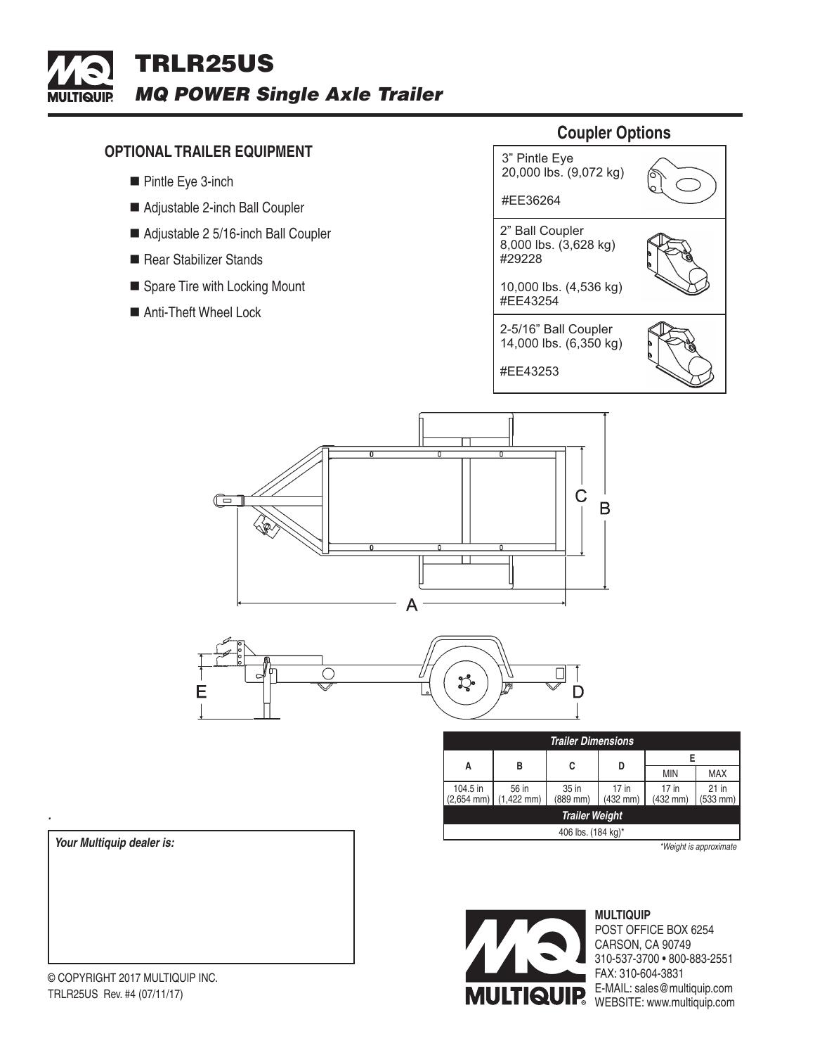# TRLR25US

## *MQ POWER Single Axle Trailer*

### OPTIONAL TRAILER EQUIPMENT

- Pintle Eye 3-inch
- Adjustable 2-inch Ball Coupler
- Adjustable 2 5/16-inch Ball Coupler
- Rear Stabilizer Stands
- Spare Tire with Locking Mount
- Anti-Theft Wheel Lock

### Coupler Options

| | |
|---|---|
| 3" Pintle Eye<br>20,000 lbs. (9,072 kg)<br>#EE36264 | |
| 2" Ball Coupler<br>8,000 lbs. (3,628 kg)<br>#29228<br>10,000 lbs. (4,536 kg)<br>#EE43254 | |
| 2-5/16" Ball Coupler<br>14,000 lbs. (6,350 kg)<br>#EE43253 | |

A
B
C
D
E

| *Trailer Dimensions* | | | | | |
|---|---|---|---|---|---|
| A | B | C | D | E | |
| | | | | MIN | MAX |
| 104.5 in (2,654 mm) | 56 in (1,422 mm) | 35 in (889 mm) | 17 in (432 mm) | 17 in (432 mm) | 21 in (533 mm) |
| *Trailer Weight* | | | | | |
| 406 lbs. (184 kg)* | | | | | |

*\*Weight is approximate*

*Your Multiquip dealer is:*

© COPYRIGHT 2017 MULTIQUIP INC.
TRLR25US Rev. #4 (07/11/17)

**MULTIQUIP**
POST OFFICE BOX 6254
CARSON, CA 90749
310-537-3700 • 800-883-2551
FAX: 310-604-3831
E-MAIL: sales@multiquip.com
WEBSITE: www.multiquip.com